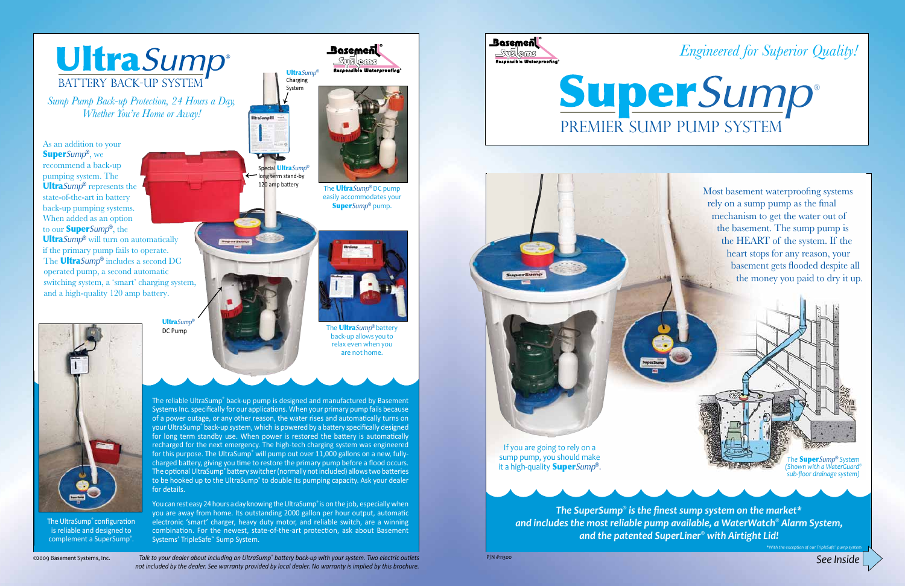# UltraSump®

## BATTERY BACK-UP SYSTEM

*Sump Pump Back-up Protection, 24 Hours a Day, Whether You're Home or Away!*

As an addition to your **Super**Sump®, we recommend a back-up pumping system. The **Ultra**Sump® represents the state-of-the-art in battery back-up pumping systems. When added as an option to our **Super**Sump®, the **Ultra**Sump® will turn on automatically if the primary pump fails to operate. The **Ultra**Sump® includes a second DC operated pump, a second automatic switching system, a 'smart' charging system, and a high-quality 120 amp battery.

**Ultra**Sump® Charging System

Special **Ultra**Sump® long term stand-by 120 amp battery

**Ultra**Sump® DC Pump

The **Ultra**Sump® DC pump easily accommodates your **Super**Sump® pump.

The **Ultra**Sump® battery back-up allows you to relax even when you are not home.

The UltraSump® configuration is reliable and designed to complement a SuperSump®.

The reliable UltraSump® back-up pump is designed and manufactured by Basement Systems Inc. specifically for our applications. When your primary pump fails because of a power outage, or any other reason, the water rises and automatically turns on your UltraSump® back-up system, which is powered by a battery specifically designed for long term standby use. When power is restored the battery is automatically recharged for the next emergency. The high-tech charging system was engineered for this purpose. The UltraSump® will pump out over 11,000 gallons on a new, fully-charged battery, giving you time to restore the primary pump before a flood occurs. The optional UltraSump® battery switcher (normally not included) allows two batteries to be hooked up to the UltraSump® to double its pumping capacity. Ask your dealer for details.

You can rest easy 24 hours a day knowing the UltraSump® is on the job, especially when you are away from home. Its outstanding 2000 gallon per hour output, automatic electronic 'smart' charger, heavy duty motor, and reliable switch, are a winning combination. For the newest, state-of-the-art protection, ask about Basement Systems' TripleSafe™ Sump System.

©2009 Basement Systems, Inc.

*Talk to your dealer about including an UltraSump® battery back-up with your system. Two electric outlets not included by the dealer. See warranty provided by local dealer. No warranty is implied by this brochure.*

Basement Systems — Responsible Waterproofing®

*Engineered for Superior Quality!*

# SuperSump®

## PREMIER SUMP PUMP SYSTEM

Most basement waterproofing systems rely on a sump pump as the final mechanism to get the water out of the basement. The sump pump is the HEART of the system. If the heart stops for any reason, your basement gets flooded despite all the money you paid to dry it up.

If you are going to rely on a sump pump, you should make it a high-quality **Super**Sump®.

The **Super**Sump® System (Shown with a WaterGuard® sub-floor drainage system)

***The SuperSump® is the finest sump system on the market\* and includes the most reliable pump available, a WaterWatch® Alarm System, and the patented SuperLiner® with Airtight Lid!***

*\*With the exception of our TripleSafe™ pump system*

P/N #11300

*See Inside*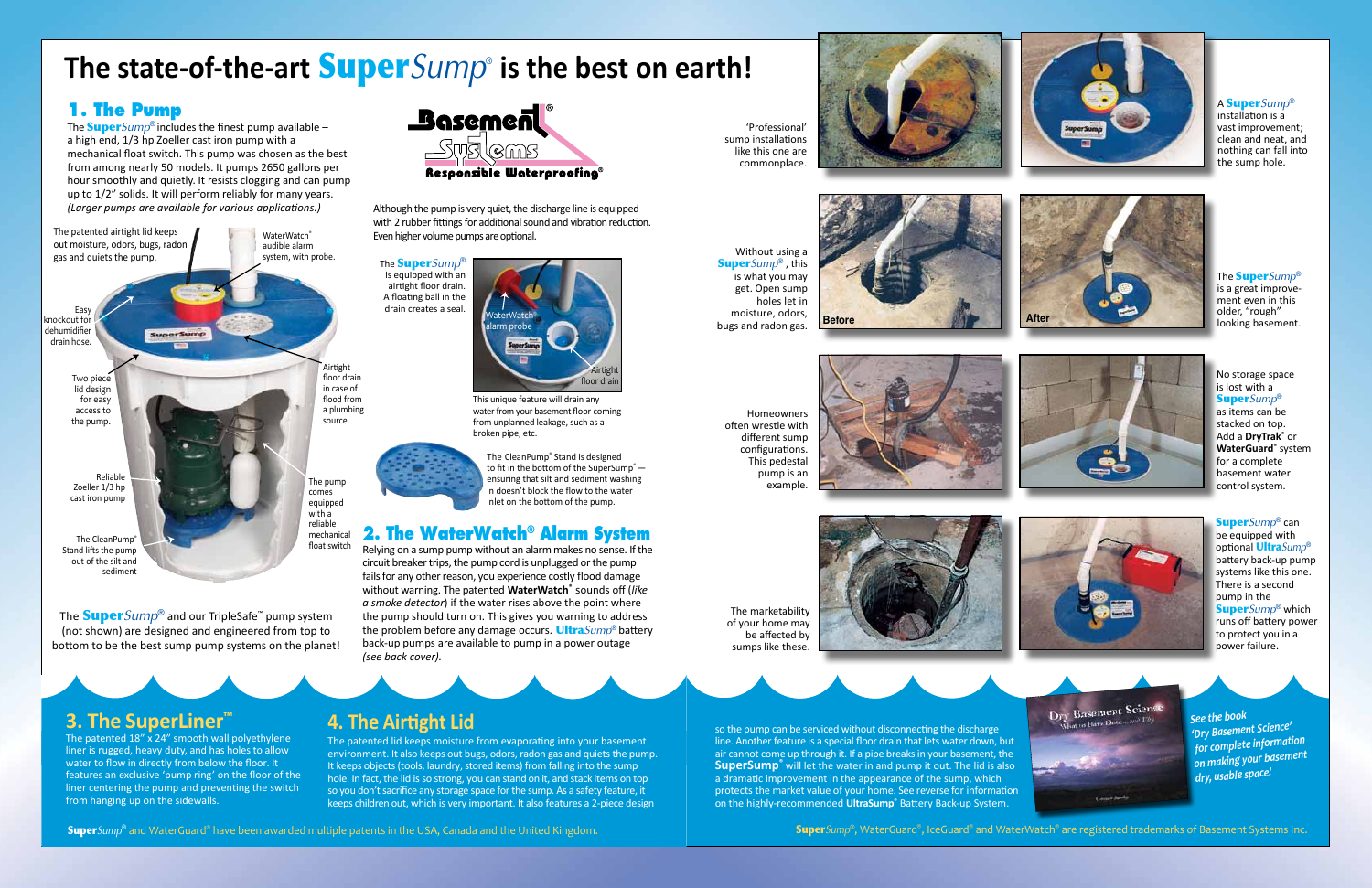# The state-of-the-art SuperSump® is the best on earth!

## 1. The Pump

The **Super**Sump® includes the finest pump available – a high end, 1/3 hp Zoeller cast iron pump with a mechanical float switch. This pump was chosen as the best from among nearly 50 models. It pumps 2650 gallons per hour smoothly and quietly. It resists clogging and can pump up to 1/2" solids. It will perform reliably for many years. *(Larger pumps are available for various applications.)*

The patented airtight lid keeps out moisture, odors, bugs, radon gas and quiets the pump.

WaterWatch® audible alarm system, with probe.

Easy knockout for dehumidifier drain hose.

Airtight floor drain in case of flood from a plumbing source.

Two piece lid design for easy access to the pump.

Reliable Zoeller 1/3 hp cast iron pump

The pump comes equipped with a reliable mechanical float switch

The CleanPump® Stand lifts the pump out of the silt and sediment

The **Super**Sump® and our TripleSafe™ pump system (not shown) are designed and engineered from top to bottom to be the best sump pump systems on the planet!

Basement Systems®
Responsible Waterproofing®

Although the pump is very quiet, the discharge line is equipped with 2 rubber fittings for additional sound and vibration reduction. Even higher volume pumps are optional.

The **Super**Sump® is equipped with an airtight floor drain. A floating ball in the drain creates a seal.

WaterWatch® alarm probe

Airtight floor drain

This unique feature will drain any water from your basement floor coming from unplanned leakage, such as a broken pipe, etc.

The CleanPump® Stand is designed to fit in the bottom of the SuperSump® — ensuring that silt and sediment washing in doesn't block the flow to the water inlet on the bottom of the pump.

## 2. The WaterWatch® Alarm System

Relying on a sump pump without an alarm makes no sense. If the circuit breaker trips, the pump cord is unplugged or the pump fails for any other reason, you experience costly flood damage without warning. The patented **WaterWatch®** sounds off (*like a smoke detector*) if the water rises above the point where the pump should turn on. This gives you warning to address the problem before any damage occurs. **Ultra**Sump® battery back-up pumps are available to pump in a power outage *(see back cover).*

'Professional' sump installations like this one are commonplace.

A **Super**Sump® installation is a vast improvement; clean and neat, and nothing can fall into the sump hole.

Without using a **Super**Sump®, this is what you may get. Open sump holes let in moisture, odors, bugs and radon gas.

Before

After

The **Super**Sump® is a great improvement even in this older, "rough" looking basement.

Homeowners often wrestle with different sump configurations. This pedestal pump is an example.

No storage space is lost with a **Super**Sump® as items can be stacked on top. Add a **DryTrak®** or **WaterGuard®** system for a complete basement water control system.

The marketability of your home may be affected by sumps like these.

**Super**Sump® can be equipped with optional **Ultra**Sump® battery back-up pump systems like this one. There is a second pump in the **Super**Sump® which runs off battery power to protect you in a power failure.

## 3. The SuperLiner™

The patented 18" x 24" smooth wall polyethylene liner is rugged, heavy duty, and has holes to allow water to flow in directly from below the floor. It features an exclusive 'pump ring' on the floor of the liner centering the pump and preventing the switch from hanging up on the sidewalls.

## 4. The Airtight Lid

The patented lid keeps moisture from evaporating into your basement environment. It also keeps out bugs, odors, radon gas and quiets the pump. It keeps objects (tools, laundry, stored items) from falling into the sump hole. In fact, the lid is so strong, you can stand on it, and stack items on top so you don't sacrifice any storage space for the sump. As a safety feature, it keeps children out, which is very important. It also features a 2-piece design so the pump can be serviced without disconnecting the discharge line. Another feature is a special floor drain that lets water down, but air cannot come up through it. If a pipe breaks in your basement, the **SuperSump®** will let the water in and pump it out. The lid is also a dramatic improvement in the appearance of the sump, which protects the market value of your home. See reverse for information on the highly-recommended **UltraSump®** Battery Back-up System.

Dry Basement Science
What to Have Done...and Why

*See the book 'Dry Basement Science' for complete information on making your basement dry, usable space!*

**Super**Sump® and WaterGuard® have been awarded multiple patents in the USA, Canada and the United Kingdom.

**Super**Sump®, WaterGuard®, IceGuard® and WaterWatch® are registered trademarks of Basement Systems Inc.